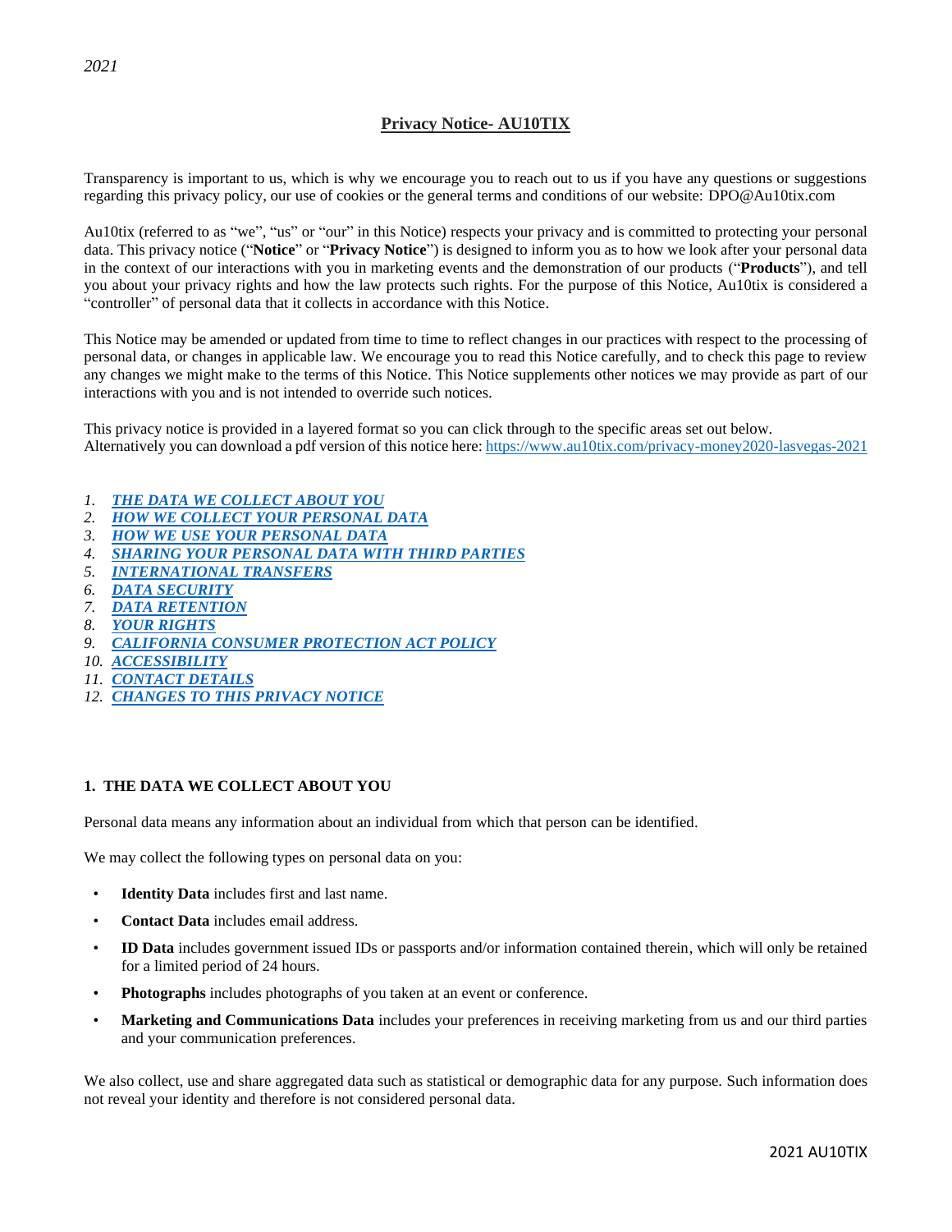*2021*

# Privacy Notice- AU10TIX

Transparency is important to us, which is why we encourage you to reach out to us if you have any questions or suggestions regarding this privacy policy, our use of cookies or the general terms and conditions of our website: DPO@Au10tix.com

Au10tix (referred to as "we", "us" or "our" in this Notice) respects your privacy and is committed to protecting your personal data. This privacy notice ("**Notice**" or "**Privacy Notice**") is designed to inform you as to how we look after your personal data in the context of our interactions with you in marketing events and the demonstration of our products ("**Products**"), and tell you about your privacy rights and how the law protects such rights. For the purpose of this Notice, Au10tix is considered a "controller" of personal data that it collects in accordance with this Notice.

This Notice may be amended or updated from time to time to reflect changes in our practices with respect to the processing of personal data, or changes in applicable law. We encourage you to read this Notice carefully, and to check this page to review any changes we might make to the terms of this Notice. This Notice supplements other notices we may provide as part of our interactions with you and is not intended to override such notices.

This privacy notice is provided in a layered format so you can click through to the specific areas set out below.
Alternatively you can download a pdf version of this notice here: https://www.au10tix.com/privacy-money2020-lasvegas-2021

1. ***THE DATA WE COLLECT ABOUT YOU***
2. ***HOW WE COLLECT YOUR PERSONAL DATA***
3. ***HOW WE USE YOUR PERSONAL DATA***
4. ***SHARING YOUR PERSONAL DATA WITH THIRD PARTIES***
5. ***INTERNATIONAL TRANSFERS***
6. ***DATA SECURITY***
7. ***DATA RETENTION***
8. ***YOUR RIGHTS***
9. ***CALIFORNIA CONSUMER PROTECTION ACT POLICY***
10. ***ACCESSIBILITY***
11. ***CONTACT DETAILS***
12. ***CHANGES TO THIS PRIVACY NOTICE***

## 1. THE DATA WE COLLECT ABOUT YOU

Personal data means any information about an individual from which that person can be identified.

We may collect the following types on personal data on you:

- **Identity Data** includes first and last name.
- **Contact Data** includes email address.
- **ID Data** includes government issued IDs or passports and/or information contained therein, which will only be retained for a limited period of 24 hours.
- **Photographs** includes photographs of you taken at an event or conference.
- **Marketing and Communications Data** includes your preferences in receiving marketing from us and our third parties and your communication preferences.

We also collect, use and share aggregated data such as statistical or demographic data for any purpose. Such information does not reveal your identity and therefore is not considered personal data.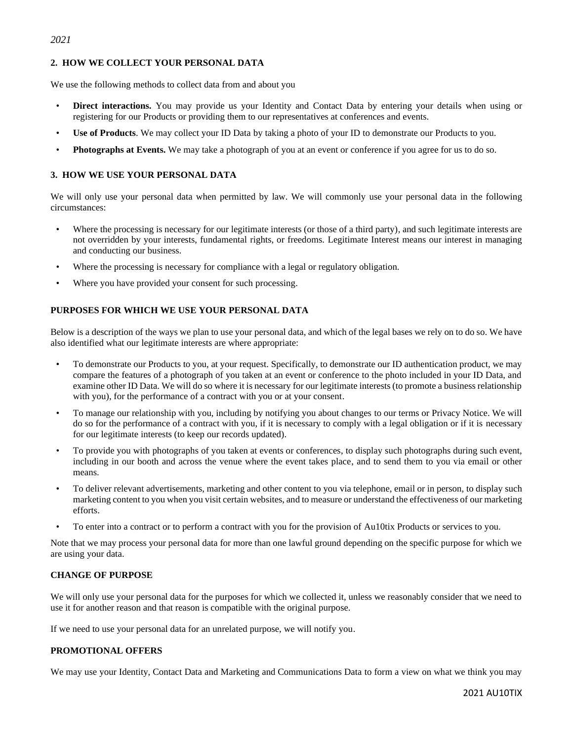## 2. HOW WE COLLECT YOUR PERSONAL DATA

We use the following methods to collect data from and about you

- **Direct interactions.** You may provide us your Identity and Contact Data by entering your details when using or registering for our Products or providing them to our representatives at conferences and events.
- **Use of Products**. We may collect your ID Data by taking a photo of your ID to demonstrate our Products to you.
- **Photographs at Events.** We may take a photograph of you at an event or conference if you agree for us to do so.

## 3. HOW WE USE YOUR PERSONAL DATA

We will only use your personal data when permitted by law. We will commonly use your personal data in the following circumstances:

- Where the processing is necessary for our legitimate interests (or those of a third party), and such legitimate interests are not overridden by your interests, fundamental rights, or freedoms. Legitimate Interest means our interest in managing and conducting our business.
- Where the processing is necessary for compliance with a legal or regulatory obligation.
- Where you have provided your consent for such processing.

### PURPOSES FOR WHICH WE USE YOUR PERSONAL DATA

Below is a description of the ways we plan to use your personal data, and which of the legal bases we rely on to do so. We have also identified what our legitimate interests are where appropriate:

- To demonstrate our Products to you, at your request. Specifically, to demonstrate our ID authentication product, we may compare the features of a photograph of you taken at an event or conference to the photo included in your ID Data, and examine other ID Data. We will do so where it is necessary for our legitimate interests (to promote a business relationship with you), for the performance of a contract with you or at your consent.
- To manage our relationship with you, including by notifying you about changes to our terms or Privacy Notice. We will do so for the performance of a contract with you, if it is necessary to comply with a legal obligation or if it is necessary for our legitimate interests (to keep our records updated).
- To provide you with photographs of you taken at events or conferences, to display such photographs during such event, including in our booth and across the venue where the event takes place, and to send them to you via email or other means.
- To deliver relevant advertisements, marketing and other content to you via telephone, email or in person, to display such marketing content to you when you visit certain websites, and to measure or understand the effectiveness of our marketing efforts.
- To enter into a contract or to perform a contract with you for the provision of Au10tix Products or services to you.

Note that we may process your personal data for more than one lawful ground depending on the specific purpose for which we are using your data.

### CHANGE OF PURPOSE

We will only use your personal data for the purposes for which we collected it, unless we reasonably consider that we need to use it for another reason and that reason is compatible with the original purpose.

If we need to use your personal data for an unrelated purpose, we will notify you.

### PROMOTIONAL OFFERS

We may use your Identity, Contact Data and Marketing and Communications Data to form a view on what we think you may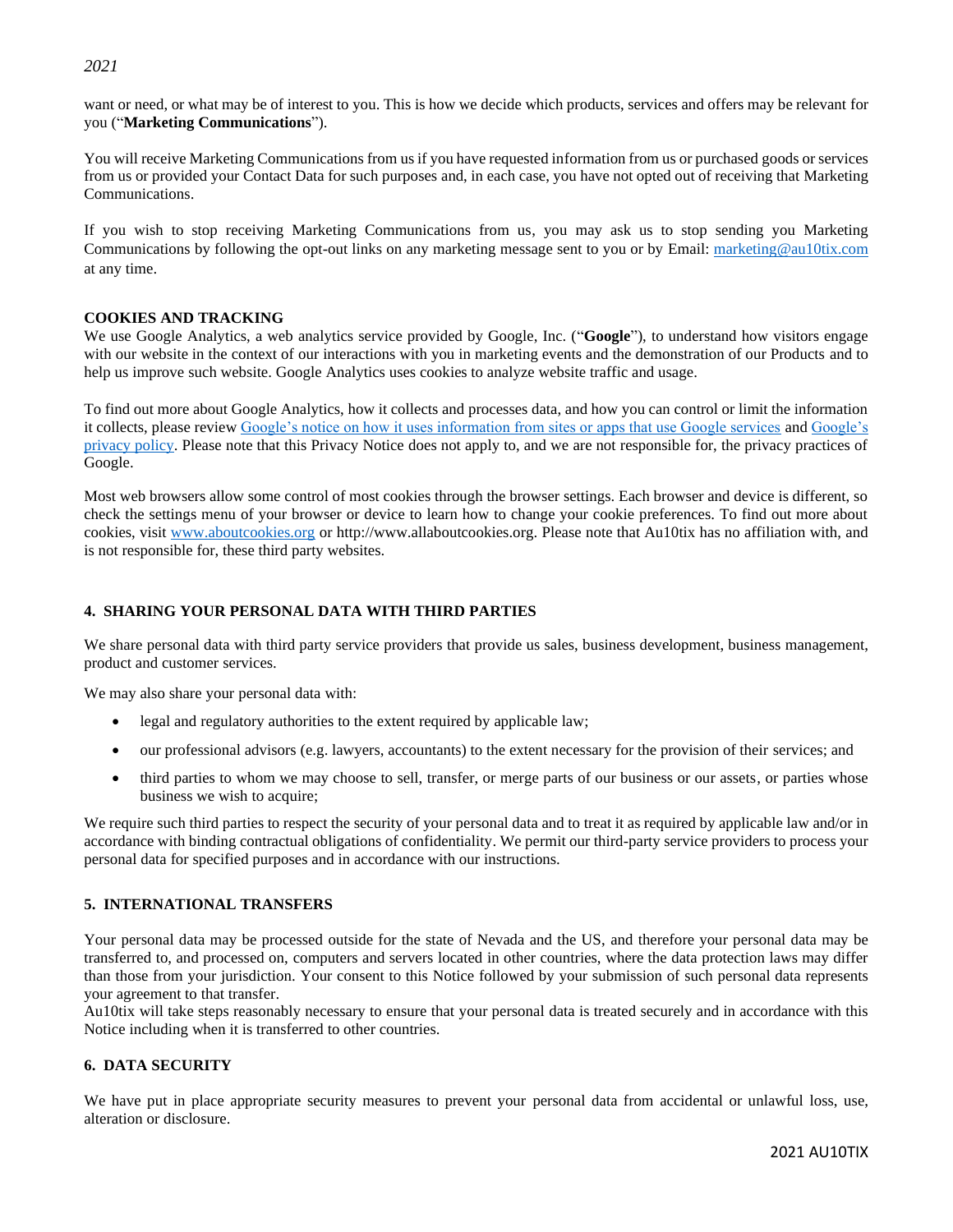want or need, or what may be of interest to you. This is how we decide which products, services and offers may be relevant for you ("**Marketing Communications**").

You will receive Marketing Communications from us if you have requested information from us or purchased goods or services from us or provided your Contact Data for such purposes and, in each case, you have not opted out of receiving that Marketing Communications.

If you wish to stop receiving Marketing Communications from us, you may ask us to stop sending you Marketing Communications by following the opt-out links on any marketing message sent to you or by Email: [marketing@au10tix.com](mailto:marketing@au10tix.com) at any time.

**COOKIES AND TRACKING**

We use Google Analytics, a web analytics service provided by Google, Inc. ("**Google**"), to understand how visitors engage with our website in the context of our interactions with you in marketing events and the demonstration of our Products and to help us improve such website. Google Analytics uses cookies to analyze website traffic and usage.

To find out more about Google Analytics, how it collects and processes data, and how you can control or limit the information it collects, please review Google's notice on how it uses information from sites or apps that use Google services and Google's privacy policy. Please note that this Privacy Notice does not apply to, and we are not responsible for, the privacy practices of Google.

Most web browsers allow some control of most cookies through the browser settings. Each browser and device is different, so check the settings menu of your browser or device to learn how to change your cookie preferences. To find out more about cookies, visit [www.aboutcookies.org](http://www.aboutcookies.org) or http://www.allaboutcookies.org. Please note that Au10tix has no affiliation with, and is not responsible for, these third party websites.

## 4. SHARING YOUR PERSONAL DATA WITH THIRD PARTIES

We share personal data with third party service providers that provide us sales, business development, business management, product and customer services.

We may also share your personal data with:

- legal and regulatory authorities to the extent required by applicable law;
- our professional advisors (e.g. lawyers, accountants) to the extent necessary for the provision of their services; and
- third parties to whom we may choose to sell, transfer, or merge parts of our business or our assets, or parties whose business we wish to acquire;

We require such third parties to respect the security of your personal data and to treat it as required by applicable law and/or in accordance with binding contractual obligations of confidentiality. We permit our third-party service providers to process your personal data for specified purposes and in accordance with our instructions.

## 5. INTERNATIONAL TRANSFERS

Your personal data may be processed outside for the state of Nevada and the US, and therefore your personal data may be transferred to, and processed on, computers and servers located in other countries, where the data protection laws may differ than those from your jurisdiction. Your consent to this Notice followed by your submission of such personal data represents your agreement to that transfer.

Au10tix will take steps reasonably necessary to ensure that your personal data is treated securely and in accordance with this Notice including when it is transferred to other countries.

## 6. DATA SECURITY

We have put in place appropriate security measures to prevent your personal data from accidental or unlawful loss, use, alteration or disclosure.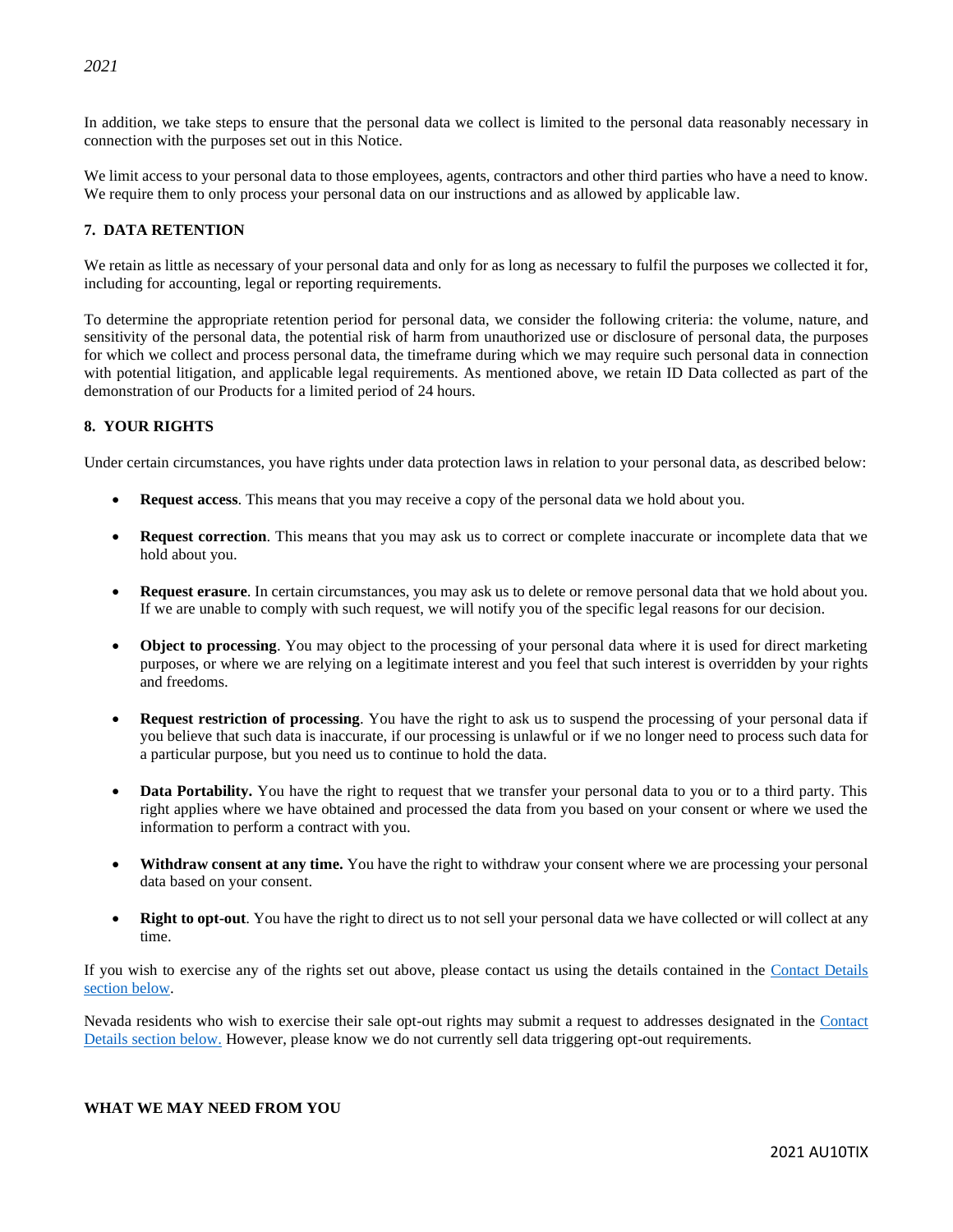In addition, we take steps to ensure that the personal data we collect is limited to the personal data reasonably necessary in connection with the purposes set out in this Notice.

We limit access to your personal data to those employees, agents, contractors and other third parties who have a need to know. We require them to only process your personal data on our instructions and as allowed by applicable law.

## 7. DATA RETENTION

We retain as little as necessary of your personal data and only for as long as necessary to fulfil the purposes we collected it for, including for accounting, legal or reporting requirements.

To determine the appropriate retention period for personal data, we consider the following criteria: the volume, nature, and sensitivity of the personal data, the potential risk of harm from unauthorized use or disclosure of personal data, the purposes for which we collect and process personal data, the timeframe during which we may require such personal data in connection with potential litigation, and applicable legal requirements. As mentioned above, we retain ID Data collected as part of the demonstration of our Products for a limited period of 24 hours.

## 8. YOUR RIGHTS

Under certain circumstances, you have rights under data protection laws in relation to your personal data, as described below:

- **Request access**. This means that you may receive a copy of the personal data we hold about you.
- **Request correction**. This means that you may ask us to correct or complete inaccurate or incomplete data that we hold about you.
- **Request erasure**. In certain circumstances, you may ask us to delete or remove personal data that we hold about you. If we are unable to comply with such request, we will notify you of the specific legal reasons for our decision.
- **Object to processing**. You may object to the processing of your personal data where it is used for direct marketing purposes, or where we are relying on a legitimate interest and you feel that such interest is overridden by your rights and freedoms.
- **Request restriction of processing**. You have the right to ask us to suspend the processing of your personal data if you believe that such data is inaccurate, if our processing is unlawful or if we no longer need to process such data for a particular purpose, but you need us to continue to hold the data.
- **Data Portability.** You have the right to request that we transfer your personal data to you or to a third party. This right applies where we have obtained and processed the data from you based on your consent or where we used the information to perform a contract with you.
- **Withdraw consent at any time.** You have the right to withdraw your consent where we are processing your personal data based on your consent.
- **Right to opt-out**. You have the right to direct us to not sell your personal data we have collected or will collect at any time.

If you wish to exercise any of the rights set out above, please contact us using the details contained in the Contact Details section below.

Nevada residents who wish to exercise their sale opt-out rights may submit a request to addresses designated in the Contact Details section below. However, please know we do not currently sell data triggering opt-out requirements.

**WHAT WE MAY NEED FROM YOU**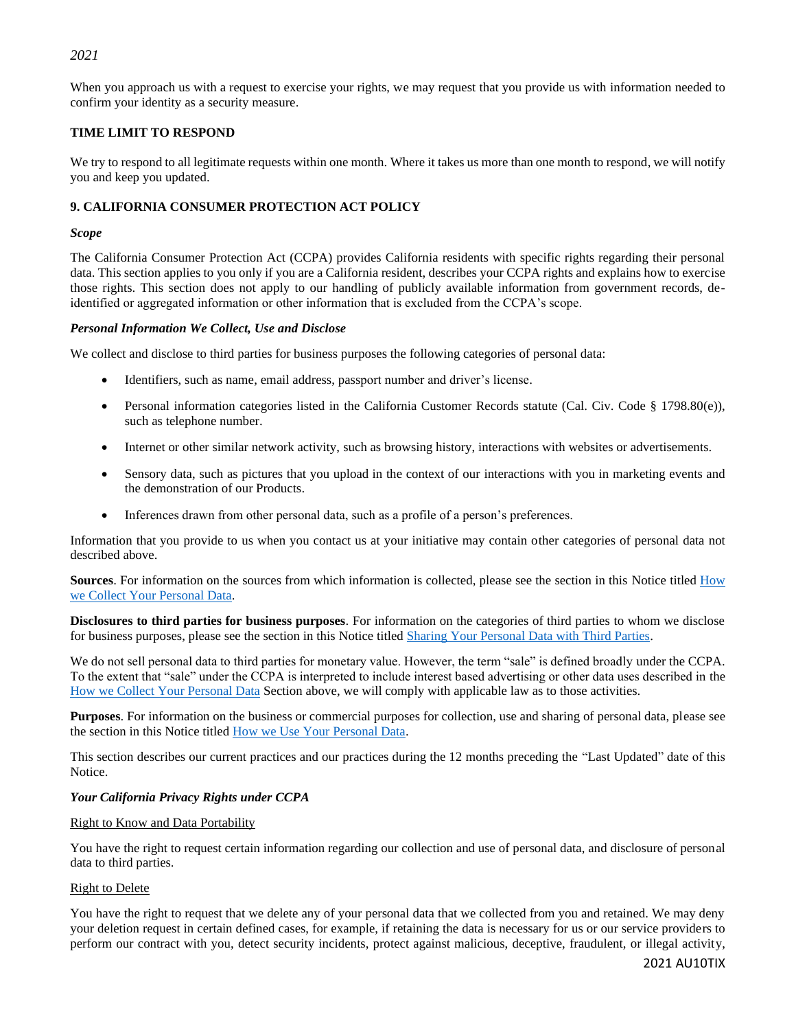When you approach us with a request to exercise your rights, we may request that you provide us with information needed to confirm your identity as a security measure.

**TIME LIMIT TO RESPOND**

We try to respond to all legitimate requests within one month. Where it takes us more than one month to respond, we will notify you and keep you updated.

## 9. CALIFORNIA CONSUMER PROTECTION ACT POLICY

***Scope***

The California Consumer Protection Act (CCPA) provides California residents with specific rights regarding their personal data. This section applies to you only if you are a California resident, describes your CCPA rights and explains how to exercise those rights. This section does not apply to our handling of publicly available information from government records, de-identified or aggregated information or other information that is excluded from the CCPA's scope.

***Personal Information We Collect, Use and Disclose***

We collect and disclose to third parties for business purposes the following categories of personal data:

- Identifiers, such as name, email address, passport number and driver's license.
- Personal information categories listed in the California Customer Records statute (Cal. Civ. Code § 1798.80(e)), such as telephone number.
- Internet or other similar network activity, such as browsing history, interactions with websites or advertisements.
- Sensory data, such as pictures that you upload in the context of our interactions with you in marketing events and the demonstration of our Products.
- Inferences drawn from other personal data, such as a profile of a person's preferences.

Information that you provide to us when you contact us at your initiative may contain other categories of personal data not described above.

**Sources**. For information on the sources from which information is collected, please see the section in this Notice titled How we Collect Your Personal Data.

**Disclosures to third parties for business purposes**. For information on the categories of third parties to whom we disclose for business purposes, please see the section in this Notice titled Sharing Your Personal Data with Third Parties.

We do not sell personal data to third parties for monetary value. However, the term "sale" is defined broadly under the CCPA. To the extent that "sale" under the CCPA is interpreted to include interest based advertising or other data uses described in the How we Collect Your Personal Data Section above, we will comply with applicable law as to those activities.

**Purposes**. For information on the business or commercial purposes for collection, use and sharing of personal data, please see the section in this Notice titled How we Use Your Personal Data.

This section describes our current practices and our practices during the 12 months preceding the "Last Updated" date of this Notice.

***Your California Privacy Rights under CCPA***

<u>Right to Know and Data Portability</u>

You have the right to request certain information regarding our collection and use of personal data, and disclosure of personal data to third parties.

<u>Right to Delete</u>

You have the right to request that we delete any of your personal data that we collected from you and retained. We may deny your deletion request in certain defined cases, for example, if retaining the data is necessary for us or our service providers to perform our contract with you, detect security incidents, protect against malicious, deceptive, fraudulent, or illegal activity,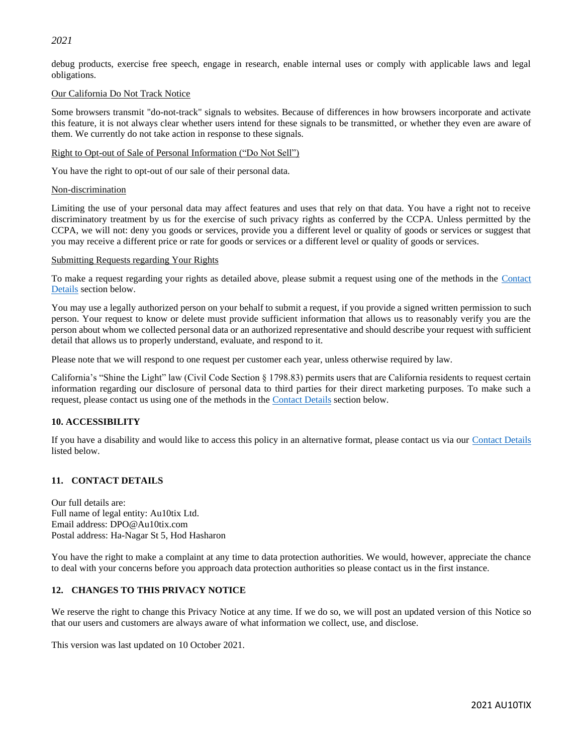debug products, exercise free speech, engage in research, enable internal uses or comply with applicable laws and legal obligations.

Our California Do Not Track Notice

Some browsers transmit "do-not-track" signals to websites. Because of differences in how browsers incorporate and activate this feature, it is not always clear whether users intend for these signals to be transmitted, or whether they even are aware of them. We currently do not take action in response to these signals.

Right to Opt-out of Sale of Personal Information ("Do Not Sell")

You have the right to opt-out of our sale of their personal data.

Non-discrimination

Limiting the use of your personal data may affect features and uses that rely on that data. You have a right not to receive discriminatory treatment by us for the exercise of such privacy rights as conferred by the CCPA. Unless permitted by the CCPA, we will not: deny you goods or services, provide you a different level or quality of goods or services or suggest that you may receive a different price or rate for goods or services or a different level or quality of goods or services.

Submitting Requests regarding Your Rights

To make a request regarding your rights as detailed above, please submit a request using one of the methods in the [Contact Details] section below.

You may use a legally authorized person on your behalf to submit a request, if you provide a signed written permission to such person. Your request to know or delete must provide sufficient information that allows us to reasonably verify you are the person about whom we collected personal data or an authorized representative and should describe your request with sufficient detail that allows us to properly understand, evaluate, and respond to it.

Please note that we will respond to one request per customer each year, unless otherwise required by law.

California's "Shine the Light" law (Civil Code Section § 1798.83) permits users that are California residents to request certain information regarding our disclosure of personal data to third parties for their direct marketing purposes. To make such a request, please contact us using one of the methods in the [Contact Details] section below.

## 10. ACCESSIBILITY

If you have a disability and would like to access this policy in an alternative format, please contact us via our [Contact Details] listed below.

## 11. CONTACT DETAILS

Our full details are:
Full name of legal entity: Au10tix Ltd.
Email address: DPO@Au10tix.com
Postal address: Ha-Nagar St 5, Hod Hasharon

You have the right to make a complaint at any time to data protection authorities. We would, however, appreciate the chance to deal with your concerns before you approach data protection authorities so please contact us in the first instance.

## 12. CHANGES TO THIS PRIVACY NOTICE

We reserve the right to change this Privacy Notice at any time. If we do so, we will post an updated version of this Notice so that our users and customers are always aware of what information we collect, use, and disclose.

This version was last updated on 10 October 2021.